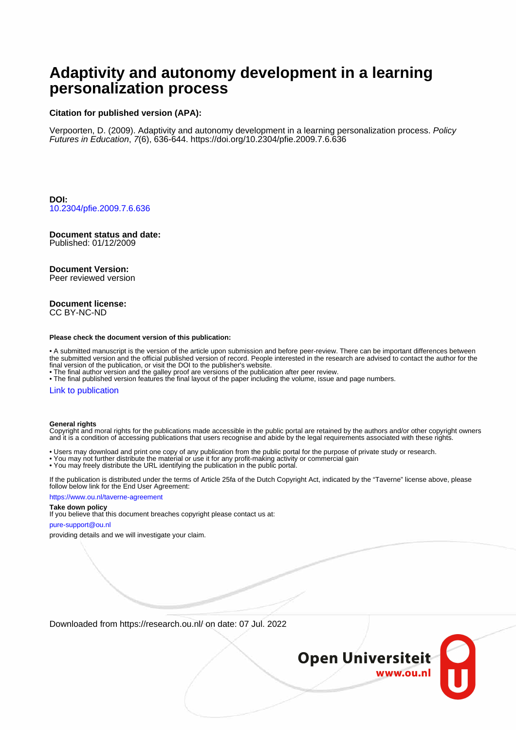# Adaptivity and autonomy development in a learning personalization process

**Citation for published version (APA):**

Verpoorten, D. (2009). Adaptivity and autonomy development in a learning personalization process. *Policy Futures in Education*, *7*(6), 636-644. https://doi.org/10.2304/pfie.2009.7.6.636

**DOI:**
10.2304/pfie.2009.7.6.636

**Document status and date:**
Published: 01/12/2009

**Document Version:**
Peer reviewed version

**Document license:**
CC BY-NC-ND

**Please check the document version of this publication:**

• A submitted manuscript is the version of the article upon submission and before peer-review. There can be important differences between the submitted version and the official published version of record. People interested in the research are advised to contact the author for the final version of the publication, or visit the DOI to the publisher's website.
• The final author version and the galley proof are versions of the publication after peer review.
• The final published version features the final layout of the paper including the volume, issue and page numbers.

Link to publication

**General rights**
Copyright and moral rights for the publications made accessible in the public portal are retained by the authors and/or other copyright owners and it is a condition of accessing publications that users recognise and abide by the legal requirements associated with these rights.

• Users may download and print one copy of any publication from the public portal for the purpose of private study or research.
• You may not further distribute the material or use it for any profit-making activity or commercial gain
• You may freely distribute the URL identifying the publication in the public portal.

If the publication is distributed under the terms of Article 25fa of the Dutch Copyright Act, indicated by the "Taverne" license above, please follow below link for the End User Agreement:

https://www.ou.nl/taverne-agreement

**Take down policy**
If you believe that this document breaches copyright please contact us at:

pure-support@ou.nl

providing details and we will investigate your claim.

Downloaded from https://research.ou.nl/ on date: 07 Jul. 2022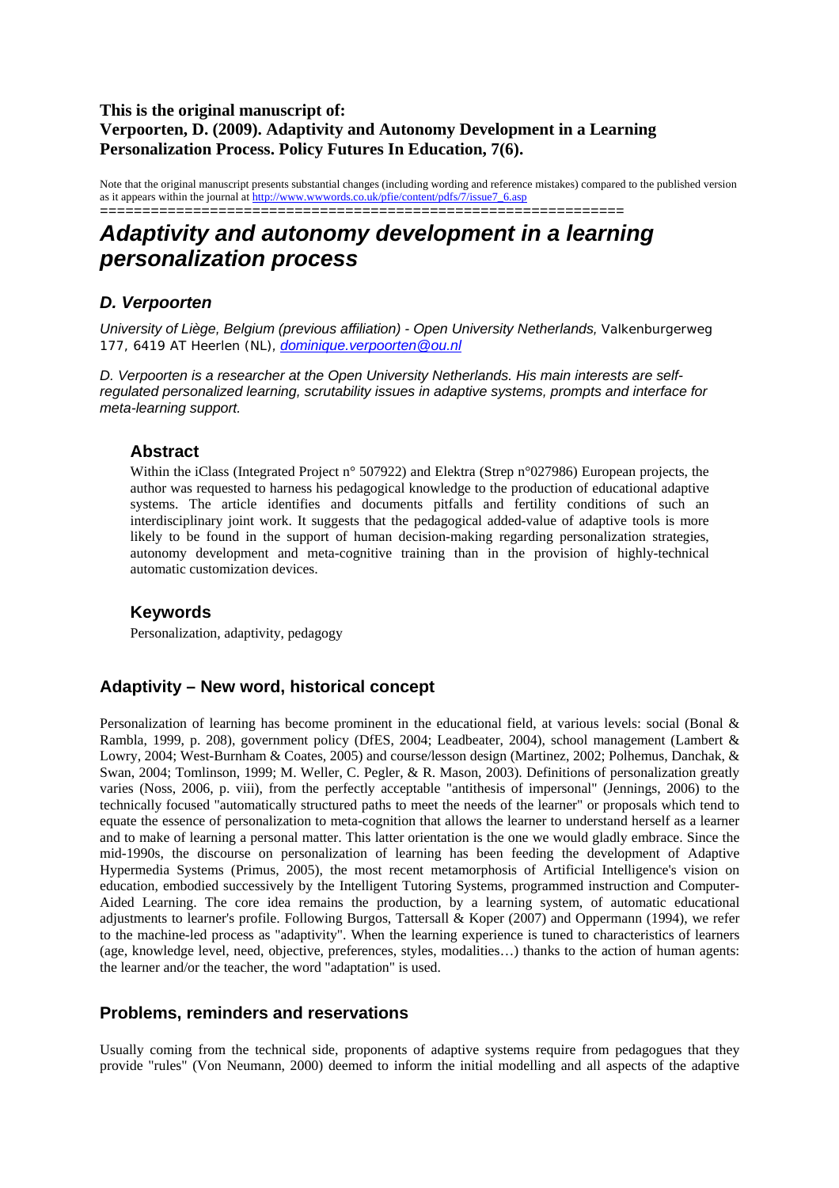**This is the original manuscript of:**
**Verpoorten, D. (2009). Adaptivity and Autonomy Development in a Learning Personalization Process. Policy Futures In Education, 7(6).**

Note that the original manuscript presents substantial changes (including wording and reference mistakes) compared to the published version as it appears within the journal at http://www.wwwords.co.uk/pfie/content/pdfs/7/issue7_6.asp

==============================================================

# *Adaptivity and autonomy development in a learning personalization process*

### *D. Verpoorten*

*University of Liège, Belgium (previous affiliation) - Open University Netherlands,* Valkenburgerweg 177, 6419 AT Heerlen (NL), *dominique.verpoorten@ou.nl*

*D. Verpoorten is a researcher at the Open University Netherlands. His main interests are self-regulated personalized learning, scrutability issues in adaptive systems, prompts and interface for meta-learning support.*

### Abstract

Within the iClass (Integrated Project n° 507922) and Elektra (Strep n°027986) European projects, the author was requested to harness his pedagogical knowledge to the production of educational adaptive systems. The article identifies and documents pitfalls and fertility conditions of such an interdisciplinary joint work. It suggests that the pedagogical added-value of adaptive tools is more likely to be found in the support of human decision-making regarding personalization strategies, autonomy development and meta-cognitive training than in the provision of highly-technical automatic customization devices.

### Keywords

Personalization, adaptivity, pedagogy

## Adaptivity – New word, historical concept

Personalization of learning has become prominent in the educational field, at various levels: social (Bonal & Rambla, 1999, p. 208), government policy (DfES, 2004; Leadbeater, 2004), school management (Lambert & Lowry, 2004; West-Burnham & Coates, 2005) and course/lesson design (Martinez, 2002; Polhemus, Danchak, & Swan, 2004; Tomlinson, 1999; M. Weller, C. Pegler, & R. Mason, 2003). Definitions of personalization greatly varies (Noss, 2006, p. viii), from the perfectly acceptable "antithesis of impersonal" (Jennings, 2006) to the technically focused "automatically structured paths to meet the needs of the learner" or proposals which tend to equate the essence of personalization to meta-cognition that allows the learner to understand herself as a learner and to make of learning a personal matter. This latter orientation is the one we would gladly embrace. Since the mid-1990s, the discourse on personalization of learning has been feeding the development of Adaptive Hypermedia Systems (Primus, 2005), the most recent metamorphosis of Artificial Intelligence's vision on education, embodied successively by the Intelligent Tutoring Systems, programmed instruction and Computer-Aided Learning. The core idea remains the production, by a learning system, of automatic educational adjustments to learner's profile. Following Burgos, Tattersall & Koper (2007) and Oppermann (1994), we refer to the machine-led process as "adaptivity". When the learning experience is tuned to characteristics of learners (age, knowledge level, need, objective, preferences, styles, modalities…) thanks to the action of human agents: the learner and/or the teacher, the word "adaptation" is used.

## Problems, reminders and reservations

Usually coming from the technical side, proponents of adaptive systems require from pedagogues that they provide "rules" (Von Neumann, 2000) deemed to inform the initial modelling and all aspects of the adaptive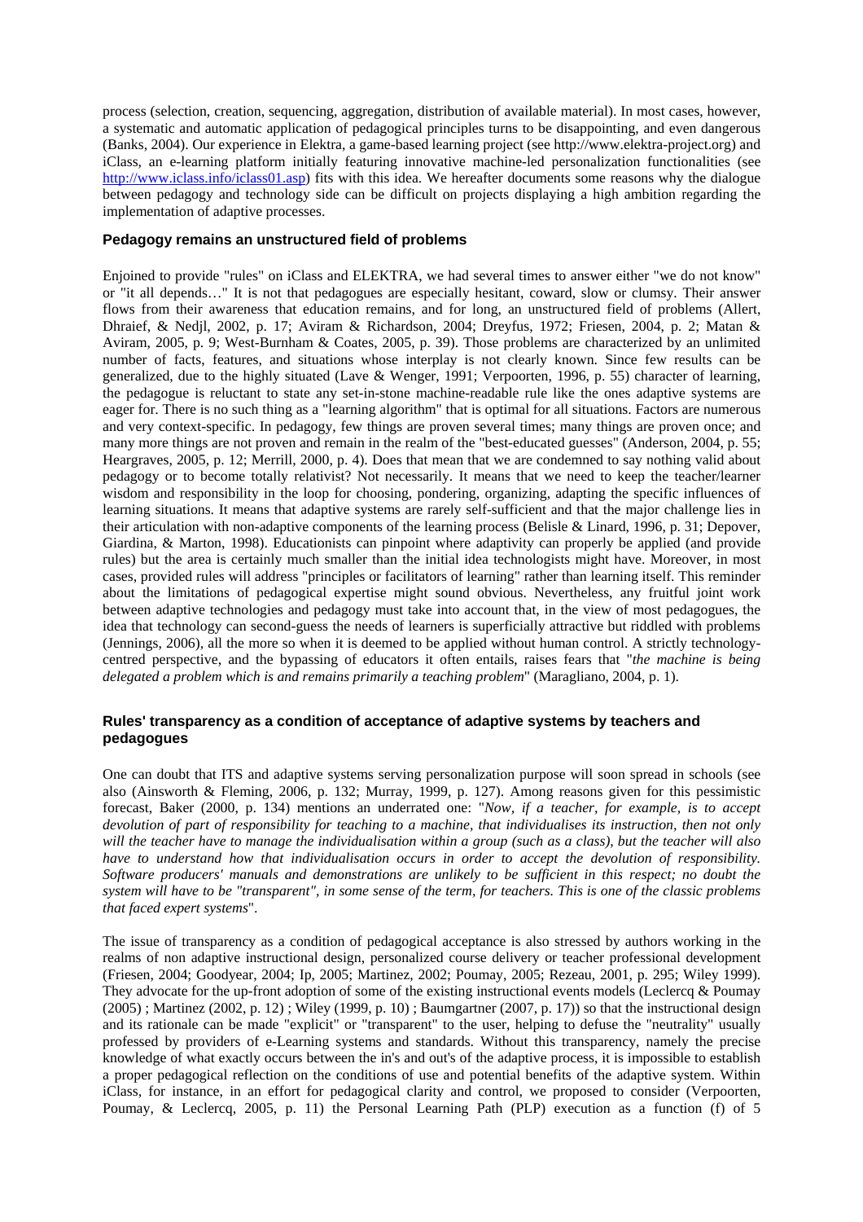process (selection, creation, sequencing, aggregation, distribution of available material). In most cases, however, a systematic and automatic application of pedagogical principles turns to be disappointing, and even dangerous (Banks, 2004). Our experience in Elektra, a game-based learning project (see http://www.elektra-project.org) and iClass, an e-learning platform initially featuring innovative machine-led personalization functionalities (see http://www.iclass.info/iclass01.asp) fits with this idea. We hereafter documents some reasons why the dialogue between pedagogy and technology side can be difficult on projects displaying a high ambition regarding the implementation of adaptive processes.

### Pedagogy remains an unstructured field of problems

Enjoined to provide "rules" on iClass and ELEKTRA, we had several times to answer either "we do not know" or "it all depends…" It is not that pedagogues are especially hesitant, coward, slow or clumsy. Their answer flows from their awareness that education remains, and for long, an unstructured field of problems (Allert, Dhraief, & Nedjl, 2002, p. 17; Aviram & Richardson, 2004; Dreyfus, 1972; Friesen, 2004, p. 2; Matan & Aviram, 2005, p. 9; West-Burnham & Coates, 2005, p. 39). Those problems are characterized by an unlimited number of facts, features, and situations whose interplay is not clearly known. Since few results can be generalized, due to the highly situated (Lave & Wenger, 1991; Verpoorten, 1996, p. 55) character of learning, the pedagogue is reluctant to state any set-in-stone machine-readable rule like the ones adaptive systems are eager for. There is no such thing as a "learning algorithm" that is optimal for all situations. Factors are numerous and very context-specific. In pedagogy, few things are proven several times; many things are proven once; and many more things are not proven and remain in the realm of the "best-educated guesses" (Anderson, 2004, p. 55; Heargraves, 2005, p. 12; Merrill, 2000, p. 4). Does that mean that we are condemned to say nothing valid about pedagogy or to become totally relativist? Not necessarily. It means that we need to keep the teacher/learner wisdom and responsibility in the loop for choosing, pondering, organizing, adapting the specific influences of learning situations. It means that adaptive systems are rarely self-sufficient and that the major challenge lies in their articulation with non-adaptive components of the learning process (Belisle & Linard, 1996, p. 31; Depover, Giardina, & Marton, 1998). Educationists can pinpoint where adaptivity can properly be applied (and provide rules) but the area is certainly much smaller than the initial idea technologists might have. Moreover, in most cases, provided rules will address "principles or facilitators of learning" rather than learning itself. This reminder about the limitations of pedagogical expertise might sound obvious. Nevertheless, any fruitful joint work between adaptive technologies and pedagogy must take into account that, in the view of most pedagogues, the idea that technology can second-guess the needs of learners is superficially attractive but riddled with problems (Jennings, 2006), all the more so when it is deemed to be applied without human control. A strictly technology-centred perspective, and the bypassing of educators it often entails, raises fears that "*the machine is being delegated a problem which is and remains primarily a teaching problem*" (Maragliano, 2004, p. 1).

### Rules' transparency as a condition of acceptance of adaptive systems by teachers and pedagogues

One can doubt that ITS and adaptive systems serving personalization purpose will soon spread in schools (see also (Ainsworth & Fleming, 2006, p. 132; Murray, 1999, p. 127). Among reasons given for this pessimistic forecast, Baker (2000, p. 134) mentions an underrated one: "*Now, if a teacher, for example, is to accept devolution of part of responsibility for teaching to a machine, that individualises its instruction, then not only will the teacher have to manage the individualisation within a group (such as a class), but the teacher will also have to understand how that individualisation occurs in order to accept the devolution of responsibility. Software producers' manuals and demonstrations are unlikely to be sufficient in this respect; no doubt the system will have to be "transparent", in some sense of the term, for teachers. This is one of the classic problems that faced expert systems*".

The issue of transparency as a condition of pedagogical acceptance is also stressed by authors working in the realms of non adaptive instructional design, personalized course delivery or teacher professional development (Friesen, 2004; Goodyear, 2004; Ip, 2005; Martinez, 2002; Poumay, 2005; Rezeau, 2001, p. 295; Wiley 1999). They advocate for the up-front adoption of some of the existing instructional events models (Leclercq & Poumay (2005) ; Martinez (2002, p. 12) ; Wiley (1999, p. 10) ; Baumgartner (2007, p. 17)) so that the instructional design and its rationale can be made "explicit" or "transparent" to the user, helping to defuse the "neutrality" usually professed by providers of e-Learning systems and standards. Without this transparency, namely the precise knowledge of what exactly occurs between the in's and out's of the adaptive process, it is impossible to establish a proper pedagogical reflection on the conditions of use and potential benefits of the adaptive system. Within iClass, for instance, in an effort for pedagogical clarity and control, we proposed to consider (Verpoorten, Poumay, & Leclercq, 2005, p. 11) the Personal Learning Path (PLP) execution as a function (f) of 5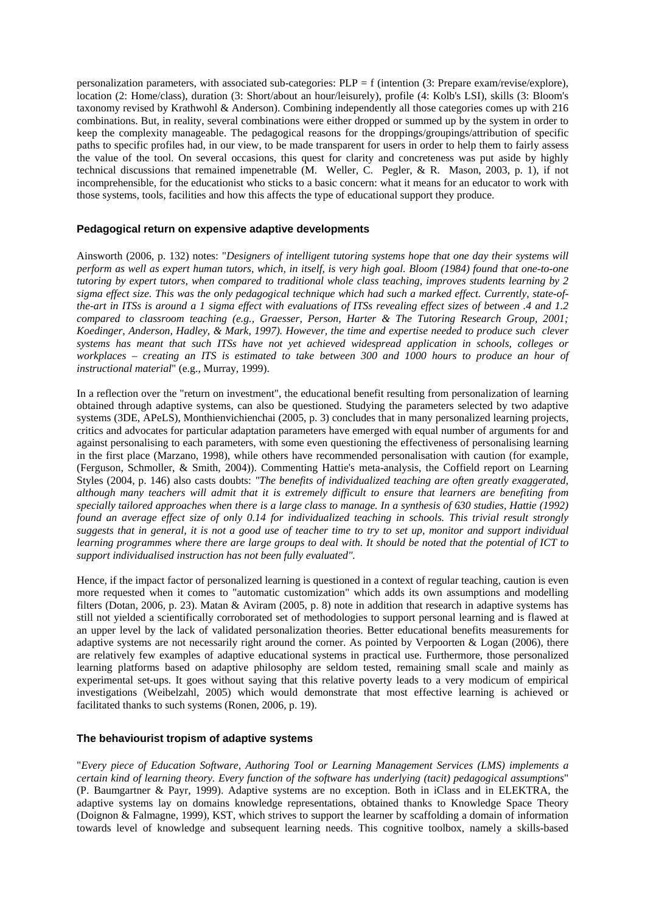personalization parameters, with associated sub-categories: PLP = f (intention (3: Prepare exam/revise/explore), location (2: Home/class), duration (3: Short/about an hour/leisurely), profile (4: Kolb's LSI), skills (3: Bloom's taxonomy revised by Krathwohl & Anderson). Combining independently all those categories comes up with 216 combinations. But, in reality, several combinations were either dropped or summed up by the system in order to keep the complexity manageable. The pedagogical reasons for the droppings/groupings/attribution of specific paths to specific profiles had, in our view, to be made transparent for users in order to help them to fairly assess the value of the tool. On several occasions, this quest for clarity and concreteness was put aside by highly technical discussions that remained impenetrable (M. Weller, C. Pegler, & R. Mason, 2003, p. 1), if not incomprehensible, for the educationist who sticks to a basic concern: what it means for an educator to work with those systems, tools, facilities and how this affects the type of educational support they produce.

### Pedagogical return on expensive adaptive developments

Ainsworth (2006, p. 132) notes: "*Designers of intelligent tutoring systems hope that one day their systems will perform as well as expert human tutors, which, in itself, is very high goal. Bloom (1984) found that one-to-one tutoring by expert tutors, when compared to traditional whole class teaching, improves students learning by 2 sigma effect size. This was the only pedagogical technique which had such a marked effect. Currently, state-of-the-art in ITSs is around a 1 sigma effect with evaluations of ITSs revealing effect sizes of between .4 and 1.2 compared to classroom teaching (e.g., Graesser, Person, Harter & The Tutoring Research Group, 2001; Koedinger, Anderson, Hadley, & Mark, 1997). However, the time and expertise needed to produce such clever systems has meant that such ITSs have not yet achieved widespread application in schools, colleges or workplaces – creating an ITS is estimated to take between 300 and 1000 hours to produce an hour of instructional material*" (e.g., Murray, 1999).

In a reflection over the "return on investment", the educational benefit resulting from personalization of learning obtained through adaptive systems, can also be questioned. Studying the parameters selected by two adaptive systems (3DE, APeLS), Monthienvichienchai (2005, p. 3) concludes that in many personalized learning projects, critics and advocates for particular adaptation parameters have emerged with equal number of arguments for and against personalising to each parameters, with some even questioning the effectiveness of personalising learning in the first place (Marzano, 1998), while others have recommended personalisation with caution (for example, (Ferguson, Schmoller, & Smith, 2004)). Commenting Hattie's meta-analysis, the Coffield report on Learning Styles (2004, p. 146) also casts doubts: *"The benefits of individualized teaching are often greatly exaggerated, although many teachers will admit that it is extremely difficult to ensure that learners are benefiting from specially tailored approaches when there is a large class to manage. In a synthesis of 630 studies, Hattie (1992) found an average effect size of only 0.14 for individualized teaching in schools. This trivial result strongly suggests that in general, it is not a good use of teacher time to try to set up, monitor and support individual learning programmes where there are large groups to deal with. It should be noted that the potential of ICT to support individualised instruction has not been fully evaluated".*

Hence, if the impact factor of personalized learning is questioned in a context of regular teaching, caution is even more requested when it comes to "automatic customization" which adds its own assumptions and modelling filters (Dotan, 2006, p. 23). Matan & Aviram (2005, p. 8) note in addition that research in adaptive systems has still not yielded a scientifically corroborated set of methodologies to support personal learning and is flawed at an upper level by the lack of validated personalization theories. Better educational benefits measurements for adaptive systems are not necessarily right around the corner. As pointed by Verpoorten & Logan (2006), there are relatively few examples of adaptive educational systems in practical use. Furthermore, those personalized learning platforms based on adaptive philosophy are seldom tested, remaining small scale and mainly as experimental set-ups. It goes without saying that this relative poverty leads to a very modicum of empirical investigations (Weibelzahl, 2005) which would demonstrate that most effective learning is achieved or facilitated thanks to such systems (Ronen, 2006, p. 19).

### The behaviourist tropism of adaptive systems

"*Every piece of Education Software, Authoring Tool or Learning Management Services (LMS) implements a certain kind of learning theory. Every function of the software has underlying (tacit) pedagogical assumptions*" (P. Baumgartner & Payr, 1999). Adaptive systems are no exception. Both in iClass and in ELEKTRA, the adaptive systems lay on domains knowledge representations, obtained thanks to Knowledge Space Theory (Doignon & Falmagne, 1999), KST, which strives to support the learner by scaffolding a domain of information towards level of knowledge and subsequent learning needs. This cognitive toolbox, namely a skills-based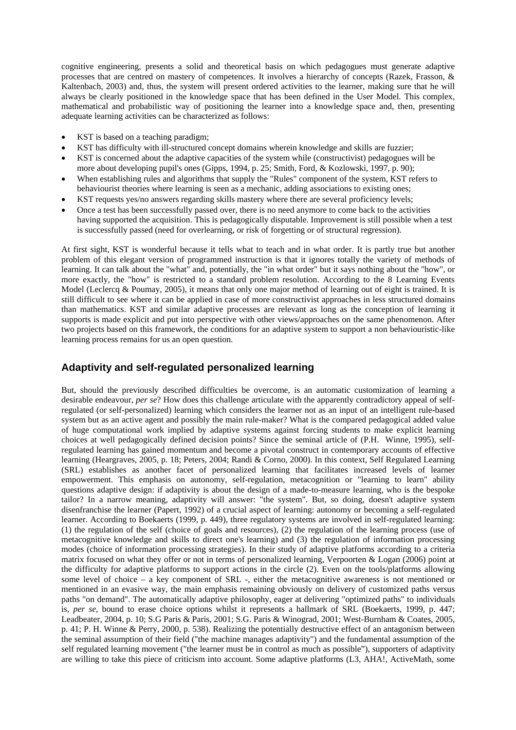cognitive engineering, presents a solid and theoretical basis on which pedagogues must generate adaptive processes that are centred on mastery of competences. It involves a hierarchy of concepts (Razek, Frasson, & Kaltenbach, 2003) and, thus, the system will present ordered activities to the learner, making sure that he will always be clearly positioned in the knowledge space that has been defined in the User Model. This complex, mathematical and probabilistic way of positioning the learner into a knowledge space and, then, presenting adequate learning activities can be characterized as follows:

- KST is based on a teaching paradigm;
- KST has difficulty with ill-structured concept domains wherein knowledge and skills are fuzzier;
- KST is concerned about the adaptive capacities of the system while (constructivist) pedagogues will be more about developing pupil's ones (Gipps, 1994, p. 25; Smith, Ford, & Kozlowski, 1997, p. 90);
- When establishing rules and algorithms that supply the "Rules" component of the system, KST refers to behaviourist theories where learning is seen as a mechanic, adding associations to existing ones;
- KST requests yes/no answers regarding skills mastery where there are several proficiency levels;
- Once a test has been successfully passed over, there is no need anymore to come back to the activities having supported the acquisition. This is pedagogically disputable. Improvement is still possible when a test is successfully passed (need for overlearning, or risk of forgetting or of structural regression).

At first sight, KST is wonderful because it tells what to teach and in what order. It is partly true but another problem of this elegant version of programmed instruction is that it ignores totally the variety of methods of learning. It can talk about the "what" and, potentially, the "in what order" but it says nothing about the "how", or more exactly, the "how" is restricted to a standard problem resolution. According to the 8 Learning Events Model (Leclercq & Poumay, 2005), it means that only one major method of learning out of eight is trained. It is still difficult to see where it can be applied in case of more constructivist approaches in less structured domains than mathematics. KST and similar adaptive processes are relevant as long as the conception of learning it supports is made explicit and put into perspective with other views/approaches on the same phenomenon. After two projects based on this framework, the conditions for an adaptive system to support a non behaviouristic-like learning process remains for us an open question.

## Adaptivity and self-regulated personalized learning

But, should the previously described difficulties be overcome, is an automatic customization of learning a desirable endeavour, *per se*? How does this challenge articulate with the apparently contradictory appeal of self-regulated (or self-personalized) learning which considers the learner not as an input of an intelligent rule-based system but as an active agent and possibly the main rule-maker? What is the compared pedagogical added value of huge computational work implied by adaptive systems against forcing students to make explicit learning choices at well pedagogically defined decision points? Since the seminal article of (P.H. Winne, 1995), self-regulated learning has gained momentum and become a pivotal construct in contemporary accounts of effective learning (Heargraves, 2005, p. 18; Peters, 2004; Randi & Corno, 2000). In this context, Self Regulated Learning (SRL) establishes as another facet of personalized learning that facilitates increased levels of learner empowerment. This emphasis on autonomy, self-regulation, metacognition or "learning to learn" ability questions adaptive design: if adaptivity is about the design of a made-to-measure learning, who is the bespoke tailor? In a narrow meaning, adaptivity will answer: "the system". But, so doing, doesn't adaptive system disenfranchise the learner (Papert, 1992) of a crucial aspect of learning: autonomy or becoming a self-regulated learner. According to Boekaerts (1999, p. 449), three regulatory systems are involved in self-regulated learning: (1) the regulation of the self (choice of goals and resources), (2) the regulation of the learning process (use of metacognitive knowledge and skills to direct one's learning) and (3) the regulation of information processing modes (choice of information processing strategies). In their study of adaptive platforms according to a criteria matrix focused on what they offer or not in terms of personalized learning, Verpoorten & Logan (2006) point at the difficulty for adaptive platforms to support actions in the circle (2). Even on the tools/platforms allowing some level of choice – a key component of SRL -, either the metacognitive awareness is not mentioned or mentioned in an evasive way, the main emphasis remaining obviously on delivery of customized paths versus paths "on demand". The automatically adaptive philosophy, eager at delivering "optimized paths" to individuals is, *per se*, bound to erase choice options whilst it represents a hallmark of SRL (Boekaerts, 1999, p. 447; Leadbeater, 2004, p. 10; S.G Paris & Paris, 2001; S.G. Paris & Winograd, 2001; West-Burnham & Coates, 2005, p. 41; P. H. Winne & Perry, 2000, p. 538). Realizing the potentially destructive effect of an antagonism between the seminal assumption of their field ("the machine manages adaptivity") and the fundamental assumption of the self regulated learning movement ("the learner must be in control as much as possible"), supporters of adaptivity are willing to take this piece of criticism into account. Some adaptive platforms (L3, AHA!, ActiveMath, some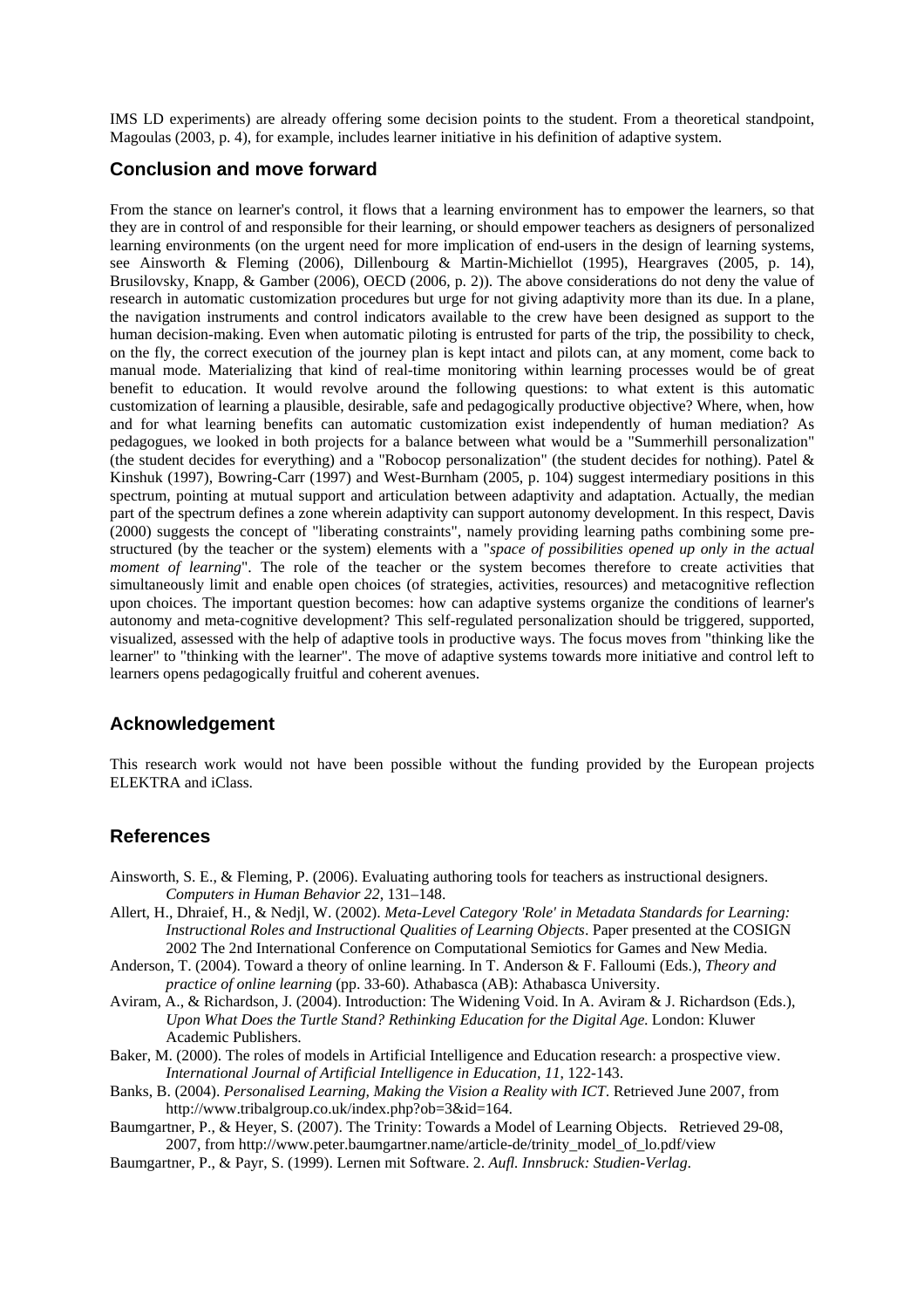IMS LD experiments) are already offering some decision points to the student. From a theoretical standpoint, Magoulas (2003, p. 4), for example, includes learner initiative in his definition of adaptive system.

## Conclusion and move forward

From the stance on learner's control, it flows that a learning environment has to empower the learners, so that they are in control of and responsible for their learning, or should empower teachers as designers of personalized learning environments (on the urgent need for more implication of end-users in the design of learning systems, see Ainsworth & Fleming (2006), Dillenbourg & Martin-Michiellot (1995), Heargraves (2005, p. 14), Brusilovsky, Knapp, & Gamber (2006), OECD (2006, p. 2)). The above considerations do not deny the value of research in automatic customization procedures but urge for not giving adaptivity more than its due. In a plane, the navigation instruments and control indicators available to the crew have been designed as support to the human decision-making. Even when automatic piloting is entrusted for parts of the trip, the possibility to check, on the fly, the correct execution of the journey plan is kept intact and pilots can, at any moment, come back to manual mode. Materializing that kind of real-time monitoring within learning processes would be of great benefit to education. It would revolve around the following questions: to what extent is this automatic customization of learning a plausible, desirable, safe and pedagogically productive objective? Where, when, how and for what learning benefits can automatic customization exist independently of human mediation? As pedagogues, we looked in both projects for a balance between what would be a "Summerhill personalization" (the student decides for everything) and a "Robocop personalization" (the student decides for nothing). Patel & Kinshuk (1997), Bowring-Carr (1997) and West-Burnham (2005, p. 104) suggest intermediary positions in this spectrum, pointing at mutual support and articulation between adaptivity and adaptation. Actually, the median part of the spectrum defines a zone wherein adaptivity can support autonomy development. In this respect, Davis (2000) suggests the concept of "liberating constraints", namely providing learning paths combining some pre-structured (by the teacher or the system) elements with a "*space of possibilities opened up only in the actual moment of learning*". The role of the teacher or the system becomes therefore to create activities that simultaneously limit and enable open choices (of strategies, activities, resources) and metacognitive reflection upon choices. The important question becomes: how can adaptive systems organize the conditions of learner's autonomy and meta-cognitive development? This self-regulated personalization should be triggered, supported, visualized, assessed with the help of adaptive tools in productive ways. The focus moves from "thinking like the learner" to "thinking with the learner". The move of adaptive systems towards more initiative and control left to learners opens pedagogically fruitful and coherent avenues.

## Acknowledgement

This research work would not have been possible without the funding provided by the European projects ELEKTRA and iClass.

## References

Ainsworth, S. E., & Fleming, P. (2006). Evaluating authoring tools for teachers as instructional designers. *Computers in Human Behavior 22*, 131–148.

Allert, H., Dhraief, H., & Nedjl, W. (2002). *Meta-Level Category 'Role' in Metadata Standards for Learning: Instructional Roles and Instructional Qualities of Learning Objects*. Paper presented at the COSIGN 2002 The 2nd International Conference on Computational Semiotics for Games and New Media.

Anderson, T. (2004). Toward a theory of online learning. In T. Anderson & F. Falloumi (Eds.), *Theory and practice of online learning* (pp. 33-60). Athabasca (AB): Athabasca University.

Aviram, A., & Richardson, J. (2004). Introduction: The Widening Void. In A. Aviram & J. Richardson (Eds.), *Upon What Does the Turtle Stand? Rethinking Education for the Digital Age*. London: Kluwer Academic Publishers.

Baker, M. (2000). The roles of models in Artificial Intelligence and Education research: a prospective view. *International Journal of Artificial Intelligence in Education, 11*, 122-143.

Banks, B. (2004). *Personalised Learning, Making the Vision a Reality with ICT*. Retrieved June 2007, from http://www.tribalgroup.co.uk/index.php?ob=3&id=164.

Baumgartner, P., & Heyer, S. (2007). The Trinity: Towards a Model of Learning Objects. Retrieved 29-08, 2007, from http://www.peter.baumgartner.name/article-de/trinity_model_of_lo.pdf/view

Baumgartner, P., & Payr, S. (1999). Lernen mit Software. 2. *Aufl. Innsbruck: Studien-Verlag*.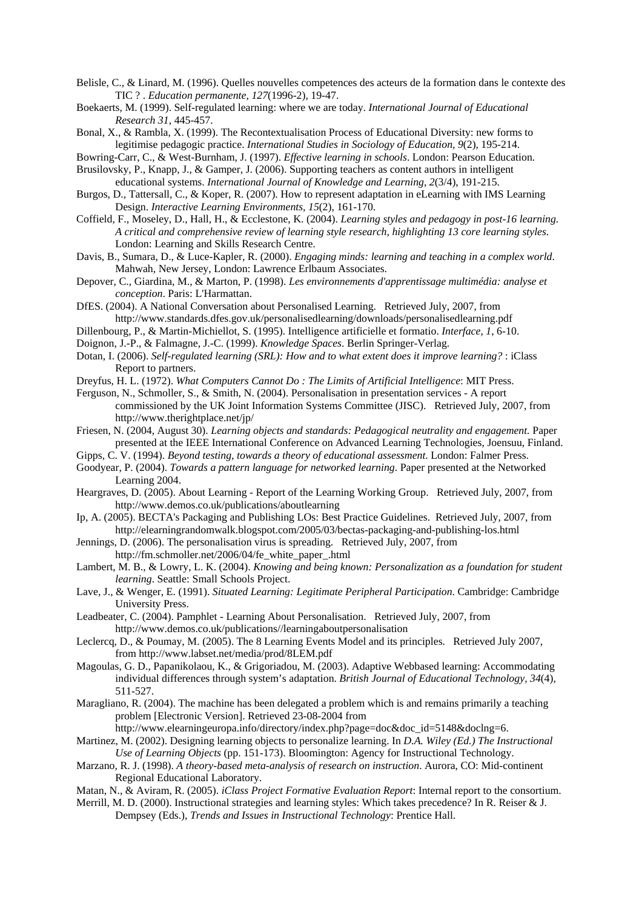Belisle, C., & Linard, M. (1996). Quelles nouvelles competences des acteurs de la formation dans le contexte des TIC ? . *Education permanente, 127*(1996-2), 19-47.

Boekaerts, M. (1999). Self-regulated learning: where we are today. *International Journal of Educational Research 31*, 445-457.

Bonal, X., & Rambla, X. (1999). The Recontextualisation Process of Educational Diversity: new forms to legitimise pedagogic practice. *International Studies in Sociology of Education, 9*(2), 195-214.

Bowring-Carr, C., & West-Burnham, J. (1997). *Effective learning in schools*. London: Pearson Education.

Brusilovsky, P., Knapp, J., & Gamper, J. (2006). Supporting teachers as content authors in intelligent educational systems. *International Journal of Knowledge and Learning, 2*(3/4), 191-215.

Burgos, D., Tattersall, C., & Koper, R. (2007). How to represent adaptation in eLearning with IMS Learning Design. *Interactive Learning Environments, 15*(2), 161-170.

Coffield, F., Moseley, D., Hall, H., & Ecclestone, K. (2004). *Learning styles and pedagogy in post-16 learning. A critical and comprehensive review of learning style research, highlighting 13 core learning styles*. London: Learning and Skills Research Centre.

Davis, B., Sumara, D., & Luce-Kapler, R. (2000). *Engaging minds: learning and teaching in a complex world*. Mahwah, New Jersey, London: Lawrence Erlbaum Associates.

Depover, C., Giardina, M., & Marton, P. (1998). *Les environnements d'apprentissage multimédia: analyse et conception*. Paris: L'Harmattan.

DfES. (2004). A National Conversation about Personalised Learning. Retrieved July, 2007, from http://www.standards.dfes.gov.uk/personalisedlearning/downloads/personalisedlearning.pdf

Dillenbourg, P., & Martin-Michiellot, S. (1995). Intelligence artificielle et formatio. *Interface, 1*, 6-10.

Doignon, J.-P., & Falmagne, J.-C. (1999). *Knowledge Spaces*. Berlin Springer-Verlag.

Dotan, I. (2006). *Self-regulated learning (SRL): How and to what extent does it improve learning?* : iClass Report to partners.

Dreyfus, H. L. (1972). *What Computers Cannot Do : The Limits of Artificial Intelligence*: MIT Press.

Ferguson, N., Schmoller, S., & Smith, N. (2004). Personalisation in presentation services - A report commissioned by the UK Joint Information Systems Committee (JISC). Retrieved July, 2007, from http://www.therightplace.net/jp/

Friesen, N. (2004, August 30). *Learning objects and standards: Pedagogical neutrality and engagement.* Paper presented at the IEEE International Conference on Advanced Learning Technologies, Joensuu, Finland.

Gipps, C. V. (1994). *Beyond testing, towards a theory of educational assessment*. London: Falmer Press.

Goodyear, P. (2004). *Towards a pattern language for networked learning*. Paper presented at the Networked Learning 2004.

Heargraves, D. (2005). About Learning - Report of the Learning Working Group. Retrieved July, 2007, from http://www.demos.co.uk/publications/aboutlearning

Ip, A. (2005). BECTA's Packaging and Publishing LOs: Best Practice Guidelines. Retrieved July, 2007, from http://elearningrandomwalk.blogspot.com/2005/03/bectas-packaging-and-publishing-los.html

Jennings, D. (2006). The personalisation virus is spreading. Retrieved July, 2007, from http://fm.schmoller.net/2006/04/fe_white_paper_.html

Lambert, M. B., & Lowry, L. K. (2004). *Knowing and being known: Personalization as a foundation for student learning*. Seattle: Small Schools Project.

Lave, J., & Wenger, E. (1991). *Situated Learning: Legitimate Peripheral Participation*. Cambridge: Cambridge University Press.

Leadbeater, C. (2004). Pamphlet - Learning About Personalisation. Retrieved July, 2007, from http://www.demos.co.uk/publications//learningaboutpersonalisation

Leclercq, D., & Poumay, M. (2005). The 8 Learning Events Model and its principles. Retrieved July 2007, from http://www.labset.net/media/prod/8LEM.pdf

Magoulas, G. D., Papanikolaou, K., & Grigoriadou, M. (2003). Adaptive Webbased learning: Accommodating individual differences through system's adaptation. *British Journal of Educational Technology, 34*(4), 511-527.

Maragliano, R. (2004). The machine has been delegated a problem which is and remains primarily a teaching problem [Electronic Version]. Retrieved 23-08-2004 from http://www.elearningeuropa.info/directory/index.php?page=doc&doc_id=5148&doclng=6.

Martinez, M. (2002). Designing learning objects to personalize learning. In *D.A. Wiley (Ed.) The Instructional Use of Learning Objects* (pp. 151-173). Bloomington: Agency for Instructional Technology.

Marzano, R. J. (1998). *A theory-based meta-analysis of research on instruction*. Aurora, CO: Mid-continent Regional Educational Laboratory.

Matan, N., & Aviram, R. (2005). *iClass Project Formative Evaluation Report*: Internal report to the consortium.

Merrill, M. D. (2000). Instructional strategies and learning styles: Which takes precedence? In R. Reiser & J. Dempsey (Eds.), *Trends and Issues in Instructional Technology*: Prentice Hall.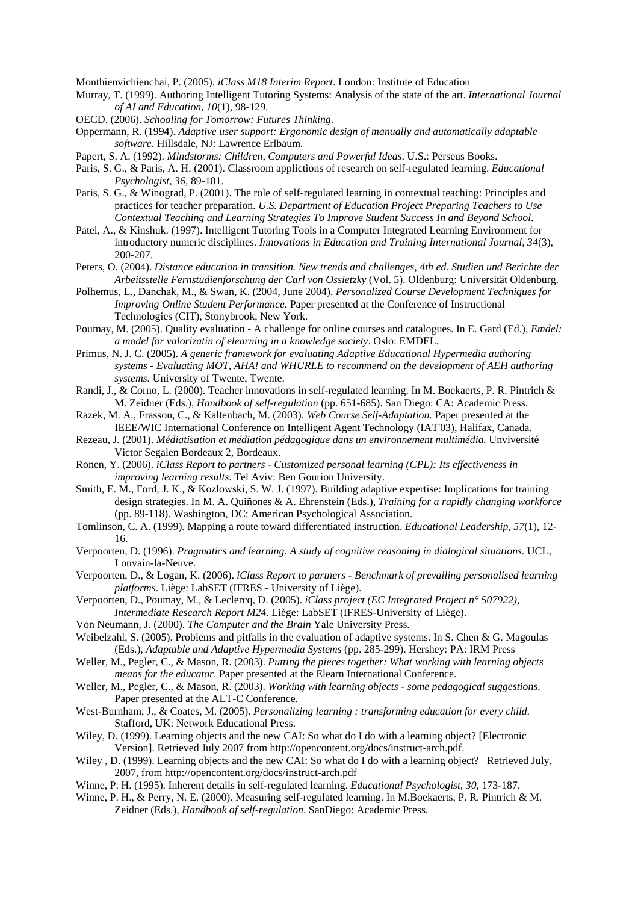Monthienvichienchai, P. (2005). *iClass M18 Interim Report*. London: Institute of Education

Murray, T. (1999). Authoring Intelligent Tutoring Systems: Analysis of the state of the art. *International Journal of AI and Education, 10*(1), 98-129.

OECD. (2006). *Schooling for Tomorrow: Futures Thinking*.

Oppermann, R. (1994). *Adaptive user support: Ergonomic design of manually and automatically adaptable software*. Hillsdale, NJ: Lawrence Erlbaum.

Papert, S. A. (1992). *Mindstorms: Children, Computers and Powerful Ideas*. U.S.: Perseus Books.

Paris, S. G., & Paris, A. H. (2001). Classroom applictions of research on self-regulated learning. *Educational Psychologist, 36*, 89-101.

Paris, S. G., & Winograd, P. (2001). The role of self-regulated learning in contextual teaching: Principles and practices for teacher preparation. *U.S. Department of Education Project Preparing Teachers to Use Contextual Teaching and Learning Strategies To Improve Student Success In and Beyond School*.

Patel, A., & Kinshuk. (1997). Intelligent Tutoring Tools in a Computer Integrated Learning Environment for introductory numeric disciplines. *Innovations in Education and Training International Journal, 34*(3), 200-207.

Peters, O. (2004). *Distance education in transition. New trends and challenges, 4th ed. Studien und Berichte der Arbeitsstelle Fernstudienforschung der Carl von Ossietzky* (Vol. 5). Oldenburg: Universität Oldenburg.

Polhemus, L., Danchak, M., & Swan, K. (2004, June 2004). *Personalized Course Development Techniques for Improving Online Student Performance*. Paper presented at the Conference of Instructional Technologies (CIT), Stonybrook, New York.

Poumay, M. (2005). Quality evaluation - A challenge for online courses and catalogues. In E. Gard (Ed.), *Emdel: a model for valorizatin of elearning in a knowledge society*. Oslo: EMDEL.

Primus, N. J. C. (2005). *A generic framework for evaluating Adaptive Educational Hypermedia authoring systems - Evaluating MOT, AHA! and WHURLE to recommend on the development of AEH authoring systems.* University of Twente, Twente.

Randi, J., & Corno, L. (2000). Teacher innovations in self-regulated learning. In M. Boekaerts, P. R. Pintrich & M. Zeidner (Eds.), *Handbook of self-regulation* (pp. 651-685). San Diego: CA: Academic Press.

Razek, M. A., Frasson, C., & Kaltenbach, M. (2003). *Web Course Self-Adaptation.* Paper presented at the IEEE/WIC International Conference on Intelligent Agent Technology (IAT'03), Halifax, Canada.

Rezeau, J. (2001). *Médiatisation et médiation pédagogique dans un environnement multimédia.* Unviversité Victor Segalen Bordeaux 2, Bordeaux.

Ronen, Y. (2006). *iClass Report to partners - Customized personal learning (CPL): Its effectiveness in improving learning results*. Tel Aviv: Ben Gourion University.

Smith, E. M., Ford, J. K., & Kozlowski, S. W. J. (1997). Building adaptive expertise: Implications for training design strategies. In M. A. Quiñones & A. Ehrenstein (Eds.), *Training for a rapidly changing workforce* (pp. 89-118). Washington, DC: American Psychological Association.

Tomlinson, C. A. (1999). Mapping a route toward differentiated instruction. *Educational Leadership, 57*(1), 12-16.

Verpoorten, D. (1996). *Pragmatics and learning. A study of cognitive reasoning in dialogical situations.* UCL, Louvain-la-Neuve.

Verpoorten, D., & Logan, K. (2006). *iClass Report to partners - Benchmark of prevailing personalised learning platforms*. Liège: LabSET (IFRES - University of Liège).

Verpoorten, D., Poumay, M., & Leclercq, D. (2005). *iClass project (EC Integrated Project n° 507922), Intermediate Research Report M24*. Liège: LabSET (IFRES-University of Liège).

Von Neumann, J. (2000). *The Computer and the Brain* Yale University Press.

Weibelzahl, S. (2005). Problems and pitfalls in the evaluation of adaptive systems. In S. Chen & G. Magoulas (Eds.), *Adaptable and Adaptive Hypermedia Systems* (pp. 285-299). Hershey: PA: IRM Press

Weller, M., Pegler, C., & Mason, R. (2003). *Putting the pieces together: What working with learning objects means for the educator*. Paper presented at the Elearn International Conference.

Weller, M., Pegler, C., & Mason, R. (2003). *Working with learning objects - some pedagogical suggestions.* Paper presented at the ALT-C Conference.

West-Burnham, J., & Coates, M. (2005). *Personalizing learning : transforming education for every child.* Stafford, UK: Network Educational Press.

Wiley, D. (1999). Learning objects and the new CAI: So what do I do with a learning object? [Electronic Version]. Retrieved July 2007 from http://opencontent.org/docs/instruct-arch.pdf.

Wiley , D. (1999). Learning objects and the new CAI: So what do I do with a learning object? Retrieved July, 2007, from http://opencontent.org/docs/instruct-arch.pdf

Winne, P. H. (1995). Inherent details in self-regulated learning. *Educational Psychologist, 30*, 173-187.

Winne, P. H., & Perry, N. E. (2000). Measuring self-regulated learning. In M.Boekaerts, P. R. Pintrich & M. Zeidner (Eds.), *Handbook of self-regulation*. SanDiego: Academic Press.